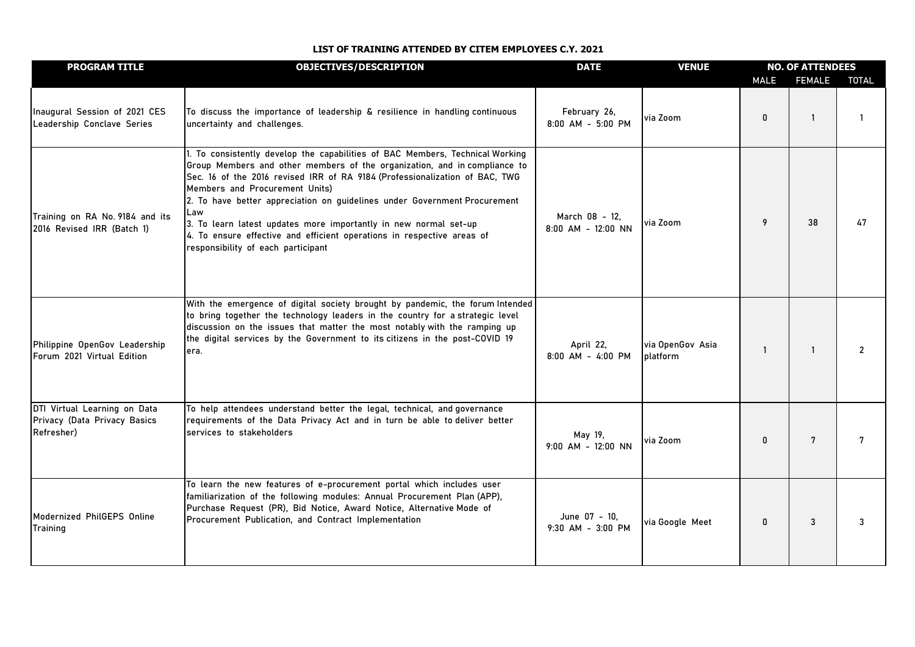## LIST OF TRAINING ATTENDED BY CITEM EMPLOYEES C.Y. 2021

| PROGRAM TITLE | OBJECTIVES/DESCRIPTION | DATE | VENUE | NO. OF ATTENDEES | | |
|---|---|---|---|---|---|---|
| | | | | MALE | FEMALE | TOTAL |
| Inaugural Session of 2021 CES Leadership Conclave Series | To discuss the importance of leadership & resilience in handling continuous uncertainty and challenges. | February 26, 8:00 AM - 5:00 PM | via Zoom | 0 | 1 | 1 |
| Training on RA No. 9184 and its 2016 Revised IRR (Batch 1) | 1. To consistently develop the capabilities of BAC Members, Technical Working Group Members and other members of the organization, and in compliance to Sec. 16 of the 2016 revised IRR of RA 9184 (Professionalization of BAC, TWG Members and Procurement Units)<br>2. To have better appreciation on guidelines under Government Procurement Law<br>3. To learn latest updates more importantly in new normal set-up<br>4. To ensure effective and efficient operations in respective areas of responsibility of each participant | March 08 - 12, 8:00 AM - 12:00 NN | via Zoom | 9 | 38 | 47 |
| Philippine OpenGov Leadership Forum 2021 Virtual Edition | With the emergence of digital society brought by pandemic, the forum Intended to bring together the technology leaders in the country for a strategic level discussion on the issues that matter the most notably with the ramping up the digital services by the Government to its citizens in the post-COVID 19 era. | April 22, 8:00 AM - 4:00 PM | via OpenGov Asia platform | 1 | 1 | 2 |
| DTI Virtual Learning on Data Privacy (Data Privacy Basics Refresher) | To help attendees understand better the legal, technical, and governance requirements of the Data Privacy Act and in turn be able to deliver better services to stakeholders | May 19, 9:00 AM - 12:00 NN | via Zoom | 0 | 7 | 7 |
| Modernized PhilGEPS Online Training | To learn the new features of e-procurement portal which includes user familiarization of the following modules: Annual Procurement Plan (APP), Purchase Request (PR), Bid Notice, Award Notice, Alternative Mode of Procurement Publication, and Contract Implementation | June 07 - 10, 9:30 AM - 3:00 PM | via Google Meet | 0 | 3 | 3 |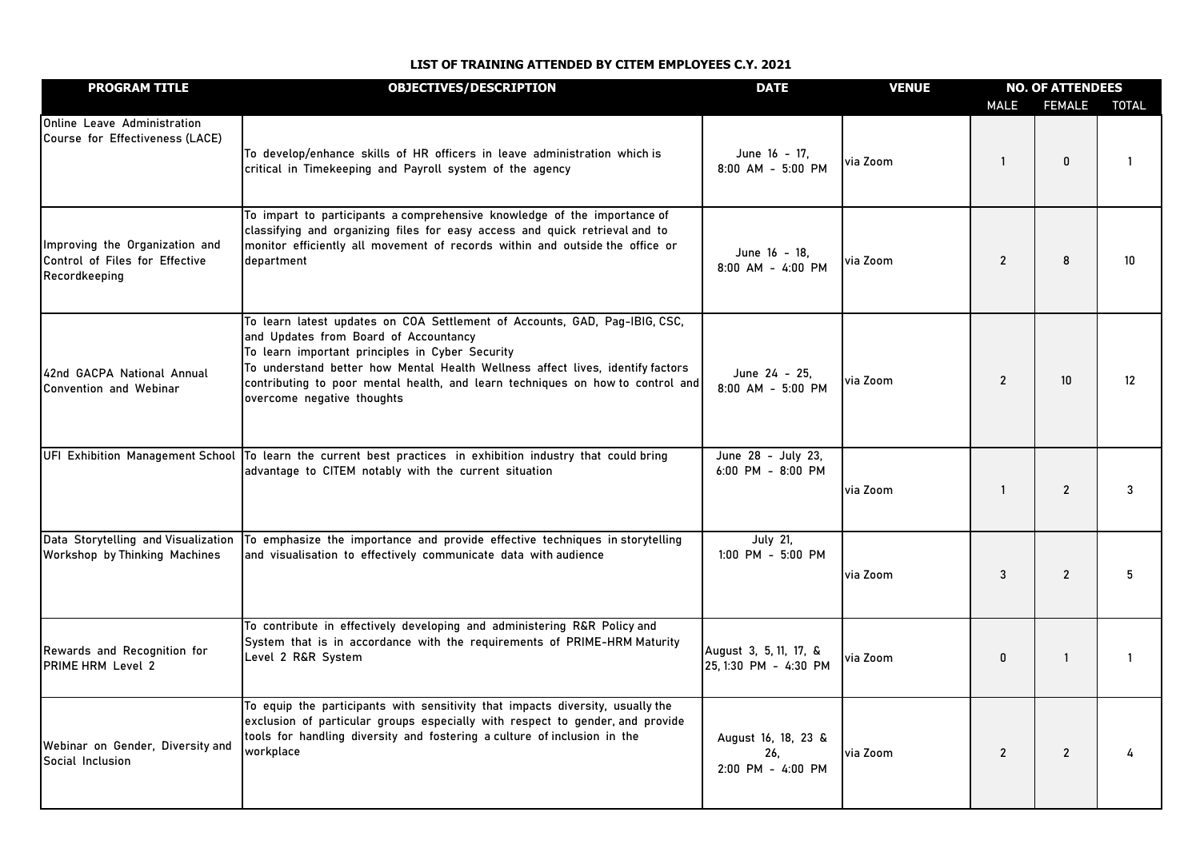**LIST OF TRAINING ATTENDED BY CITEM EMPLOYEES C.Y. 2021**

| PROGRAM TITLE | OBJECTIVES/DESCRIPTION | DATE | VENUE | NO. OF ATTENDEES | | |
|---|---|---|---|---|---|---|
| | | | | MALE | FEMALE | TOTAL |
| Online Leave Administration Course for Effectiveness (LACE) | To develop/enhance skills of HR officers in leave administration which is critical in Timekeeping and Payroll system of the agency | June 16 - 17, 8:00 AM - 5:00 PM | via Zoom | 1 | 0 | 1 |
| Improving the Organization and Control of Files for Effective Recordkeeping | To impart to participants a comprehensive knowledge of the importance of classifying and organizing files for easy access and quick retrieval and to monitor efficiently all movement of records within and outside the office or department | June 16 - 18, 8:00 AM - 4:00 PM | via Zoom | 2 | 8 | 10 |
| 42nd GACPA National Annual Convention and Webinar | To learn latest updates on COA Settlement of Accounts, GAD, Pag-IBIG, CSC, and Updates from Board of Accountancy<br>To learn important principles in Cyber Security<br>To understand better how Mental Health Wellness affect lives, identify factors contributing to poor mental health, and learn techniques on how to control and overcome negative thoughts | June 24 - 25, 8:00 AM - 5:00 PM | via Zoom | 2 | 10 | 12 |
| UFI Exhibition Management School | To learn the current best practices in exhibition industry that could bring advantage to CITEM notably with the current situation | June 28 - July 23, 6:00 PM - 8:00 PM | via Zoom | 1 | 2 | 3 |
| Data Storytelling and Visualization Workshop by Thinking Machines | To emphasize the importance and provide effective techniques in storytelling and visualisation to effectively communicate data with audience | July 21, 1:00 PM - 5:00 PM | via Zoom | 3 | 2 | 5 |
| Rewards and Recognition for PRIME HRM Level 2 | To contribute in effectively developing and administering R&R Policy and System that is in accordance with the requirements of PRIME-HRM Maturity Level 2 R&R System | August 3, 5, 11, 17, & 25, 1:30 PM - 4:30 PM | via Zoom | 0 | 1 | 1 |
| Webinar on Gender, Diversity and Social Inclusion | To equip the participants with sensitivity that impacts diversity, usually the exclusion of particular groups especially with respect to gender, and provide tools for handling diversity and fostering a culture of inclusion in the workplace | August 16, 18, 23 & 26, 2:00 PM - 4:00 PM | via Zoom | 2 | 2 | 4 |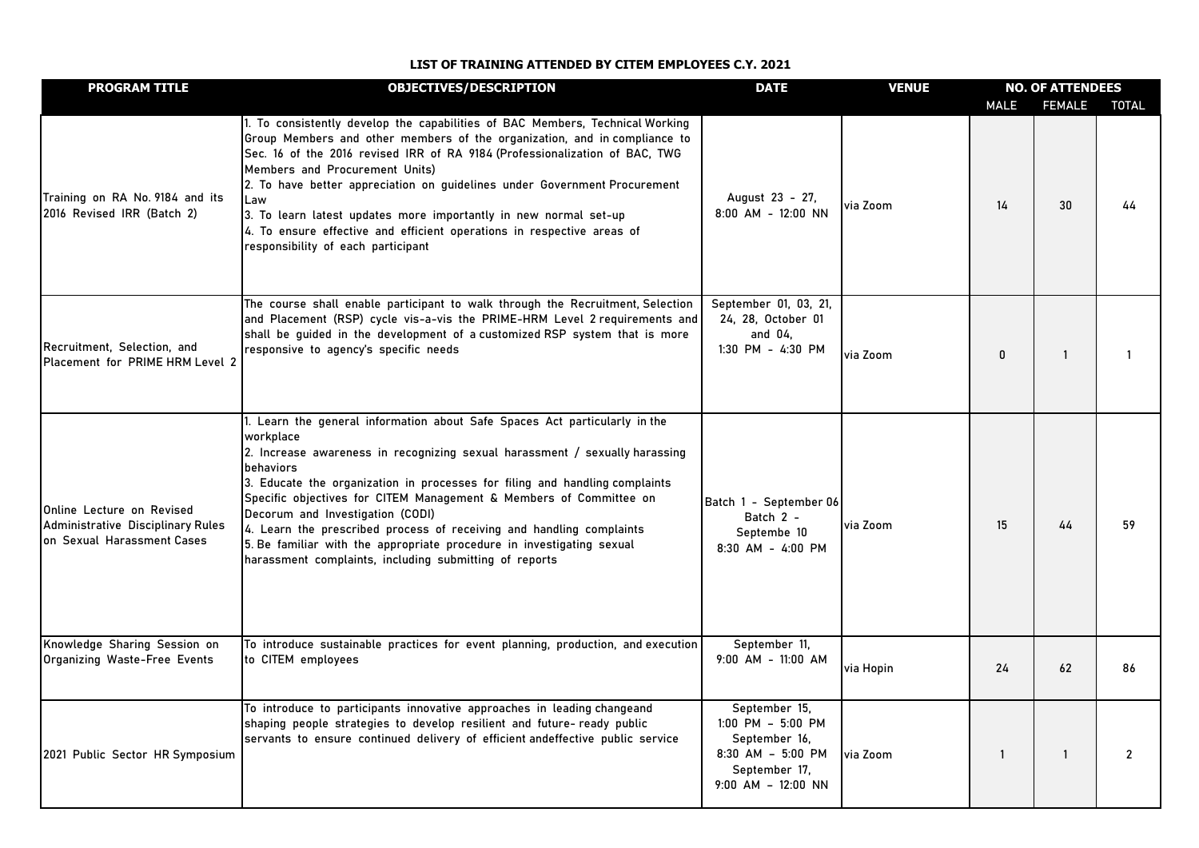**LIST OF TRAINING ATTENDED BY CITEM EMPLOYEES C.Y. 2021**

| PROGRAM TITLE | OBJECTIVES/DESCRIPTION | DATE | VENUE | NO. OF ATTENDEES | | |
|---|---|---|---|---|---|---|
| | | | | MALE | FEMALE | TOTAL |
| Training on RA No. 9184 and its 2016 Revised IRR (Batch 2) | 1. To consistently develop the capabilities of BAC Members, Technical Working Group Members and other members of the organization, and in compliance to Sec. 16 of the 2016 revised IRR of RA 9184 (Professionalization of BAC, TWG Members and Procurement Units)<br>2. To have better appreciation on guidelines under Government Procurement Law<br>3. To learn latest updates more importantly in new normal set-up<br>4. To ensure effective and efficient operations in respective areas of responsibility of each participant | August 23 - 27, 8:00 AM - 12:00 NN | via Zoom | 14 | 30 | 44 |
| Recruitment, Selection, and Placement for PRIME HRM Level 2 | The course shall enable participant to walk through the Recruitment, Selection and Placement (RSP) cycle vis-a-vis the PRIME-HRM Level 2 requirements and shall be guided in the development of a customized RSP system that is more responsive to agency's specific needs | September 01, 03, 21, 24, 28, October 01 and 04, 1:30 PM - 4:30 PM | via Zoom | 0 | 1 | 1 |
| Online Lecture on Revised Administrative Disciplinary Rules on Sexual Harassment Cases | 1. Learn the general information about Safe Spaces Act particularly in the workplace<br>2. Increase awareness in recognizing sexual harassment / sexually harassing behaviors<br>3. Educate the organization in processes for filing and handling complaints Specific objectives for CITEM Management & Members of Committee on Decorum and Investigation (CODI)<br>4. Learn the prescribed process of receiving and handling complaints<br>5. Be familiar with the appropriate procedure in investigating sexual harassment complaints, including submitting of reports | Batch 1 - September 06<br>Batch 2 - Septembe 10<br>8:30 AM - 4:00 PM | via Zoom | 15 | 44 | 59 |
| Knowledge Sharing Session on Organizing Waste-Free Events | To introduce sustainable practices for event planning, production, and execution to CITEM employees | September 11, 9:00 AM - 11:00 AM | via Hopin | 24 | 62 | 86 |
| 2021 Public Sector HR Symposium | To introduce to participants innovative approaches in leading changeand shaping people strategies to develop resilient and future- ready public servants to ensure continued delivery of efficient andeffective public service | September 15, 1:00 PM – 5:00 PM<br>September 16, 8:30 AM – 5:00 PM<br>September 17, 9:00 AM – 12:00 NN | via Zoom | 1 | 1 | 2 |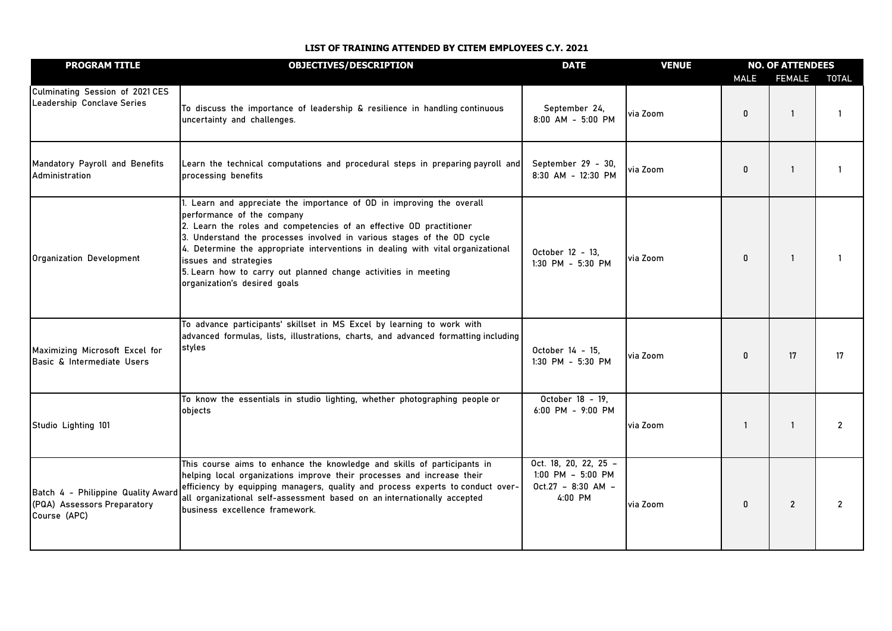**LIST OF TRAINING ATTENDED BY CITEM EMPLOYEES C.Y. 2021**

| PROGRAM TITLE | OBJECTIVES/DESCRIPTION | DATE | VENUE | NO. OF ATTENDEES | | |
|---|---|---|---|---|---|---|
| | | | | MALE | FEMALE | TOTAL |
| Culminating Session of 2021 CES Leadership Conclave Series | To discuss the importance of leadership & resilience in handling continuous uncertainty and challenges. | September 24, 8:00 AM - 5:00 PM | via Zoom | 0 | 1 | 1 |
| Mandatory Payroll and Benefits Administration | Learn the technical computations and procedural steps in preparing payroll and processing benefits | September 29 - 30, 8:30 AM - 12:30 PM | via Zoom | 0 | 1 | 1 |
| Organization Development | 1. Learn and appreciate the importance of OD in improving the overall performance of the company<br>2. Learn the roles and competencies of an effective OD practitioner<br>3. Understand the processes involved in various stages of the OD cycle<br>4. Determine the appropriate interventions in dealing with vital organizational issues and strategies<br>5. Learn how to carry out planned change activities in meeting organization's desired goals | October 12 - 13, 1:30 PM - 5:30 PM | via Zoom | 0 | 1 | 1 |
| Maximizing Microsoft Excel for Basic & Intermediate Users | To advance participants' skillset in MS Excel by learning to work with advanced formulas, lists, illustrations, charts, and advanced formatting including styles | October 14 - 15, 1:30 PM - 5:30 PM | via Zoom | 0 | 17 | 17 |
| Studio Lighting 101 | To know the essentials in studio lighting, whether photographing people or objects | October 18 - 19, 6:00 PM - 9:00 PM | via Zoom | 1 | 1 | 2 |
| Batch 4 - Philippine Quality Award (PQA) Assessors Preparatory Course (APC) | This course aims to enhance the knowledge and skills of participants in helping local organizations improve their processes and increase their efficiency by equipping managers, quality and process experts to conduct over-all organizational self-assessment based on an internationally accepted business excellence framework. | Oct. 18, 20, 22, 25 - 1:00 PM - 5:00 PM Oct.27 - 8:30 AM - 4:00 PM | via Zoom | 0 | 2 | 2 |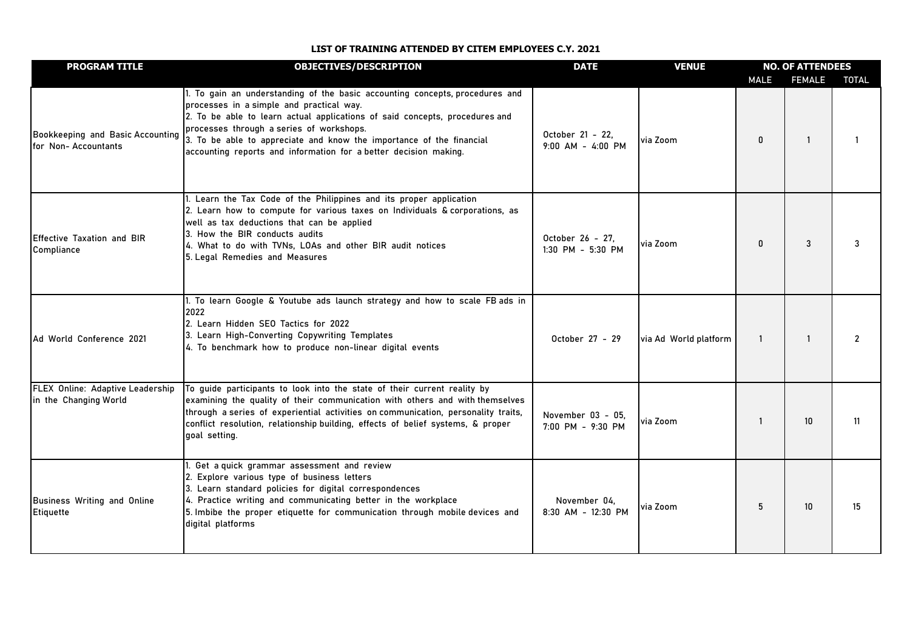**LIST OF TRAINING ATTENDED BY CITEM EMPLOYEES C.Y. 2021**

| PROGRAM TITLE | OBJECTIVES/DESCRIPTION | DATE | VENUE | NO. OF ATTENDEES | | |
|---|---|---|---|---|---|---|
| | | | | MALE | FEMALE | TOTAL |
| Bookkeeping and Basic Accounting for Non- Accountants | 1. To gain an understanding of the basic accounting concepts, procedures and processes in a simple and practical way.<br>2. To be able to learn actual applications of said concepts, procedures and processes through a series of workshops.<br>3. To be able to appreciate and know the importance of the financial accounting reports and information for a better decision making. | October 21 - 22, 9:00 AM - 4:00 PM | via Zoom | 0 | 1 | 1 |
| Effective Taxation and BIR Compliance | 1. Learn the Tax Code of the Philippines and its proper application<br>2. Learn how to compute for various taxes on Individuals & corporations, as well as tax deductions that can be applied<br>3. How the BIR conducts audits<br>4. What to do with TVNs, LOAs and other BIR audit notices<br>5. Legal Remedies and Measures | October 26 - 27, 1:30 PM - 5:30 PM | via Zoom | 0 | 3 | 3 |
| Ad World Conference 2021 | 1. To learn Google & Youtube ads launch strategy and how to scale FB ads in 2022<br>2. Learn Hidden SEO Tactics for 2022<br>3. Learn High-Converting Copywriting Templates<br>4. To benchmark how to produce non-linear digital events | October 27 - 29 | via Ad World platform | 1 | 1 | 2 |
| FLEX Online: Adaptive Leadership in the Changing World | To guide participants to look into the state of their current reality by examining the quality of their communication with others and with themselves through a series of experiential activities on communication, personality traits, conflict resolution, relationship building, effects of belief systems, & proper goal setting. | November 03 - 05, 7:00 PM - 9:30 PM | via Zoom | 1 | 10 | 11 |
| Business Writing and Online Etiquette | 1. Get a quick grammar assessment and review<br>2. Explore various type of business letters<br>3. Learn standard policies for digital correspondences<br>4. Practice writing and communicating better in the workplace<br>5. Imbibe the proper etiquette for communication through mobile devices and digital platforms | November 04, 8:30 AM - 12:30 PM | via Zoom | 5 | 10 | 15 |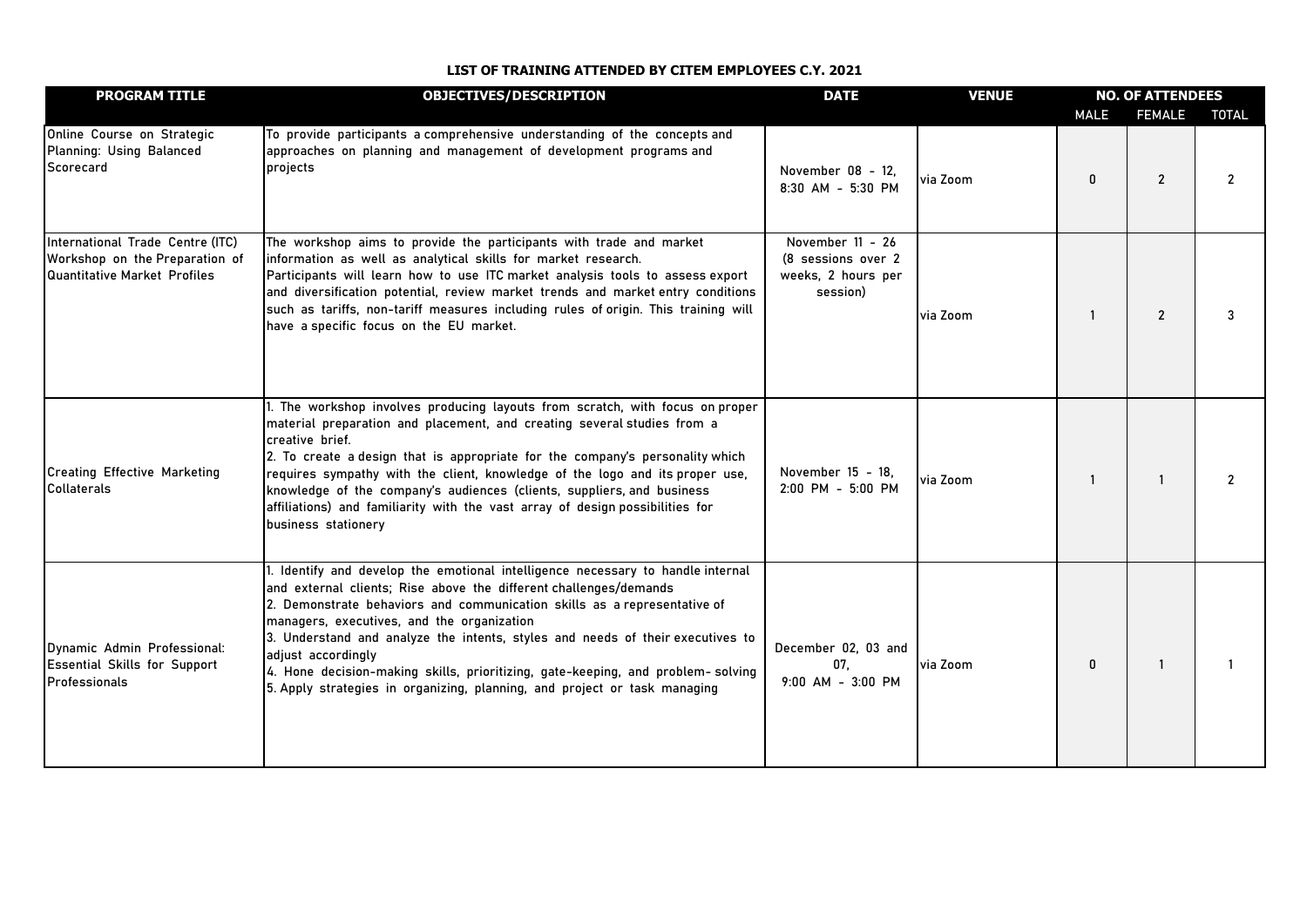**LIST OF TRAINING ATTENDED BY CITEM EMPLOYEES C.Y. 2021**

| PROGRAM TITLE | OBJECTIVES/DESCRIPTION | DATE | VENUE | NO. OF ATTENDEES | | |
|---|---|---|---|---|---|---|
| | | | | MALE | FEMALE | TOTAL |
| Online Course on Strategic Planning: Using Balanced Scorecard | To provide participants a comprehensive understanding of the concepts and approaches on planning and management of development programs and projects | November 08 - 12, 8:30 AM - 5:30 PM | via Zoom | 0 | 2 | 2 |
| International Trade Centre (ITC) Workshop on the Preparation of Quantitative Market Profiles | The workshop aims to provide the participants with trade and market information as well as analytical skills for market research. Participants will learn how to use ITC market analysis tools to assess export and diversification potential, review market trends and market entry conditions such as tariffs, non-tariff measures including rules of origin. This training will have a specific focus on the EU market. | November 11 - 26 (8 sessions over 2 weeks, 2 hours per session) | via Zoom | 1 | 2 | 3 |
| Creating Effective Marketing Collaterals | 1. The workshop involves producing layouts from scratch, with focus on proper material preparation and placement, and creating several studies from a creative brief.<br>2. To create a design that is appropriate for the company's personality which requires sympathy with the client, knowledge of the logo and its proper use, knowledge of the company's audiences (clients, suppliers, and business affiliations) and familiarity with the vast array of design possibilities for business stationery | November 15 - 18, 2:00 PM - 5:00 PM | via Zoom | 1 | 1 | 2 |
| Dynamic Admin Professional: Essential Skills for Support Professionals | 1. Identify and develop the emotional intelligence necessary to handle internal and external clients; Rise above the different challenges/demands<br>2. Demonstrate behaviors and communication skills as a representative of managers, executives, and the organization<br>3. Understand and analyze the intents, styles and needs of their executives to adjust accordingly<br>4. Hone decision-making skills, prioritizing, gate-keeping, and problem- solving<br>5. Apply strategies in organizing, planning, and project or task managing | December 02, 03 and 07, 9:00 AM - 3:00 PM | via Zoom | 0 | 1 | 1 |